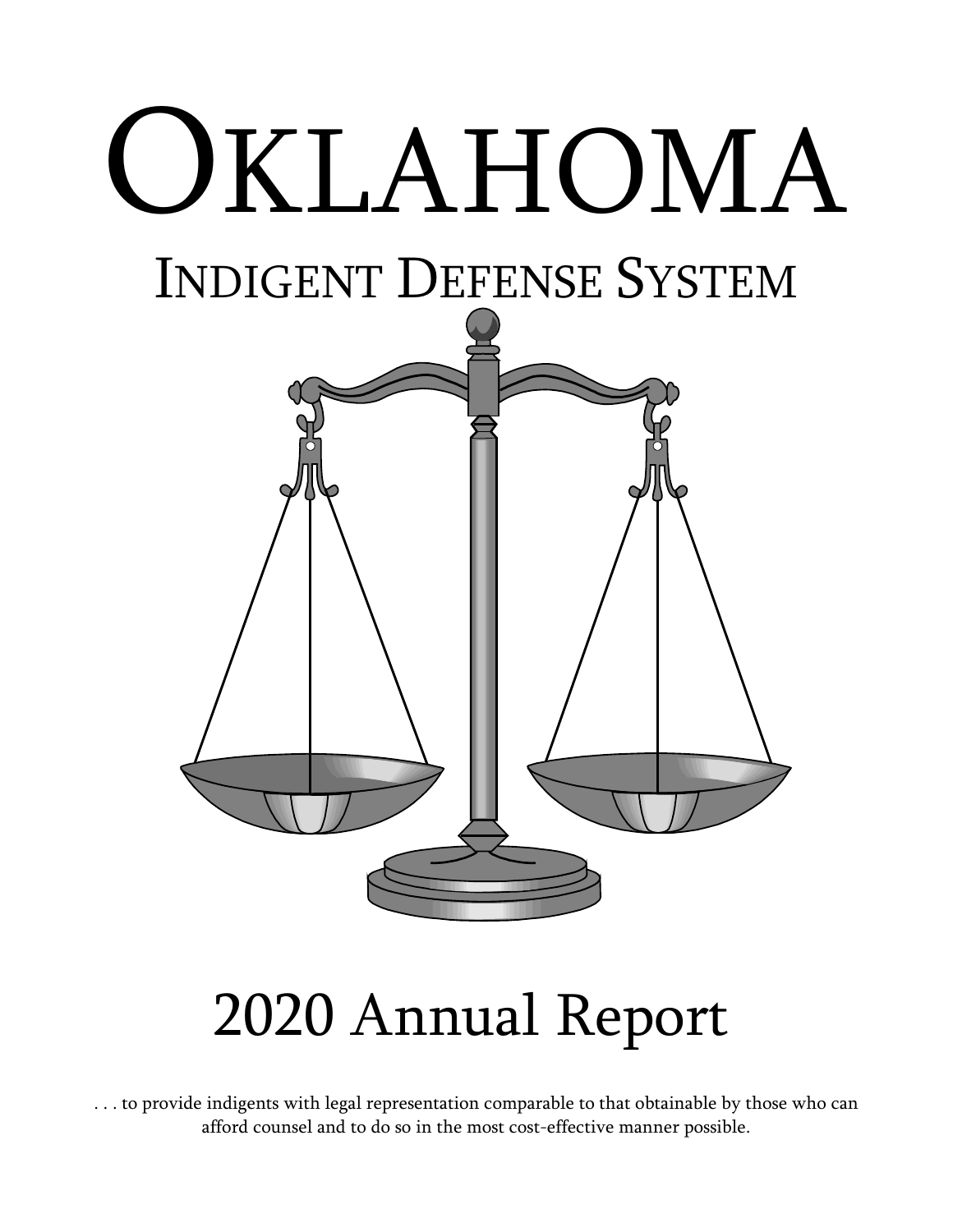# Oklahoma

## Indigent Defense System

# 2020 Annual Report

. . . to provide indigents with legal representation comparable to that obtainable by those who can afford counsel and to do so in the most cost-effective manner possible.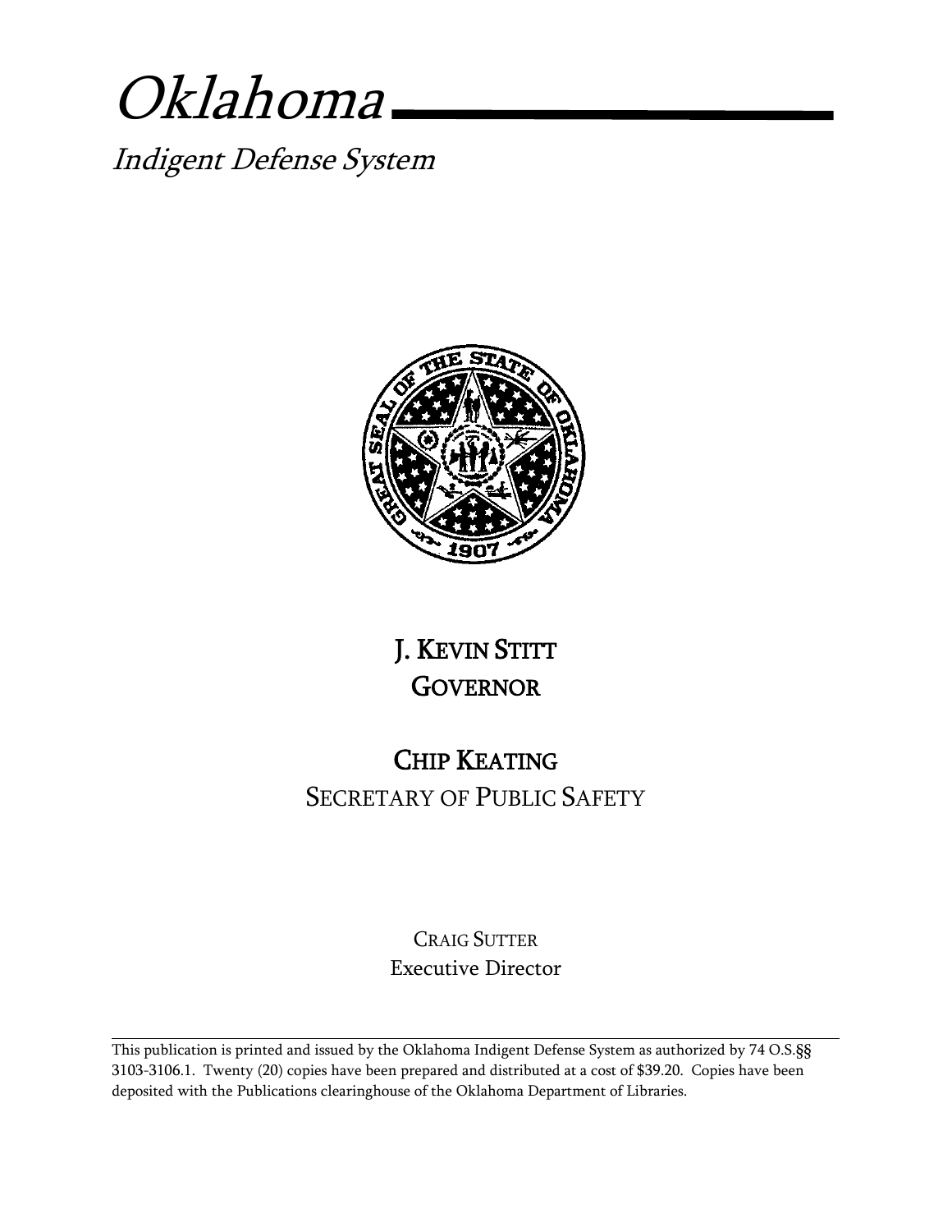# *Oklahoma*

## *Indigent Defense System*

J. KEVIN STITT
GOVERNOR

CHIP KEATING
SECRETARY OF PUBLIC SAFETY

CRAIG SUTTER
Executive Director

---

This publication is printed and issued by the Oklahoma Indigent Defense System as authorized by 74 O.S.§§ 3103-3106.1. Twenty (20) copies have been prepared and distributed at a cost of $39.20. Copies have been deposited with the Publications clearinghouse of the Oklahoma Department of Libraries.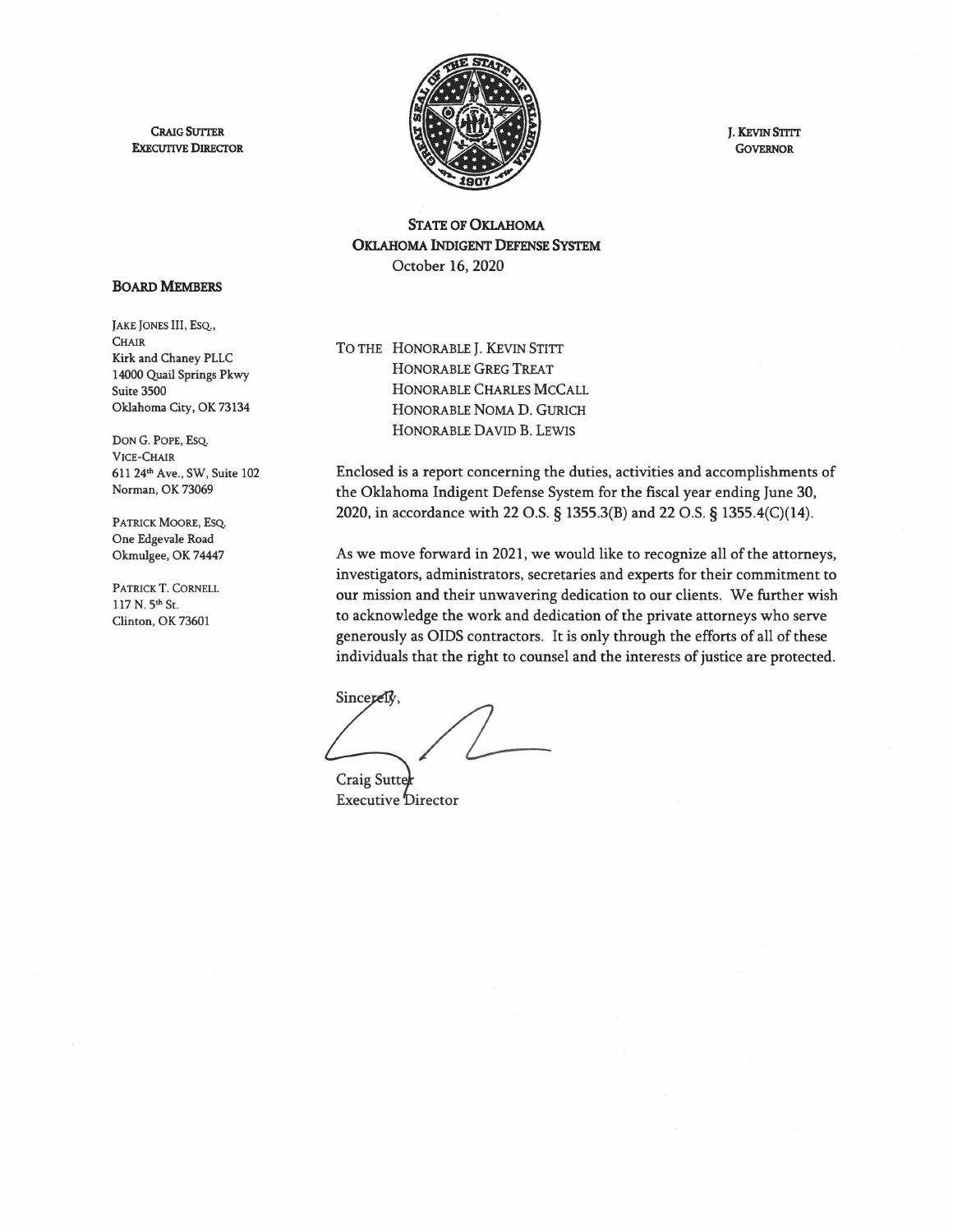**CRAIG SUTTER**
**EXECUTIVE DIRECTOR**

**J. KEVIN STITT**
**GOVERNOR**

**STATE OF OKLAHOMA**
**OKLAHOMA INDIGENT DEFENSE SYSTEM**

October 16, 2020

**BOARD MEMBERS**

JAKE JONES III, ESQ.,
CHAIR
Kirk and Chaney PLLC
14000 Quail Springs Pkwy
Suite 3500
Oklahoma City, OK 73134

DON G. POPE, ESQ.
VICE-CHAIR
611 24th Ave., SW, Suite 102
Norman, OK 73069

PATRICK MOORE, ESQ.
One Edgevale Road
Okmulgee, OK 74447

PATRICK T. CORNELL
117 N. 5th St.
Clinton, OK 73601

TO THE HONORABLE J. KEVIN STITT
HONORABLE GREG TREAT
HONORABLE CHARLES MCCALL
HONORABLE NOMA D. GURICH
HONORABLE DAVID B. LEWIS

Enclosed is a report concerning the duties, activities and accomplishments of the Oklahoma Indigent Defense System for the fiscal year ending June 30, 2020, in accordance with 22 O.S. § 1355.3(B) and 22 O.S. § 1355.4(C)(14).

As we move forward in 2021, we would like to recognize all of the attorneys, investigators, administrators, secretaries and experts for their commitment to our mission and their unwavering dedication to our clients. We further wish to acknowledge the work and dedication of the private attorneys who serve generously as OIDS contractors. It is only through the efforts of all of these individuals that the right to counsel and the interests of justice are protected.

Sincerely,

Craig Sutter
Executive Director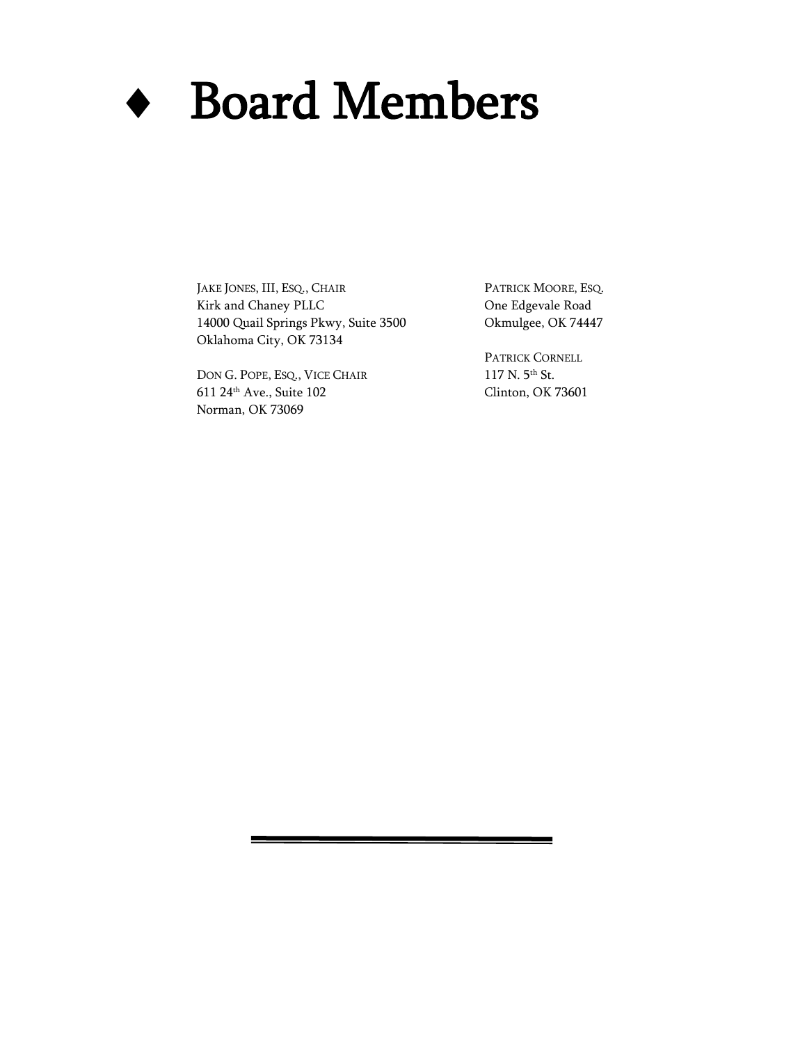# ♦ Board Members

JAKE JONES, III, ESQ., CHAIR
Kirk and Chaney PLLC
14000 Quail Springs Pkwy, Suite 3500
Oklahoma City, OK 73134

DON G. POPE, ESQ., VICE CHAIR
611 24th Ave., Suite 102
Norman, OK 73069

PATRICK MOORE, ESQ.
One Edgevale Road
Okmulgee, OK 74447

PATRICK CORNELL
117 N. 5th St.
Clinton, OK 73601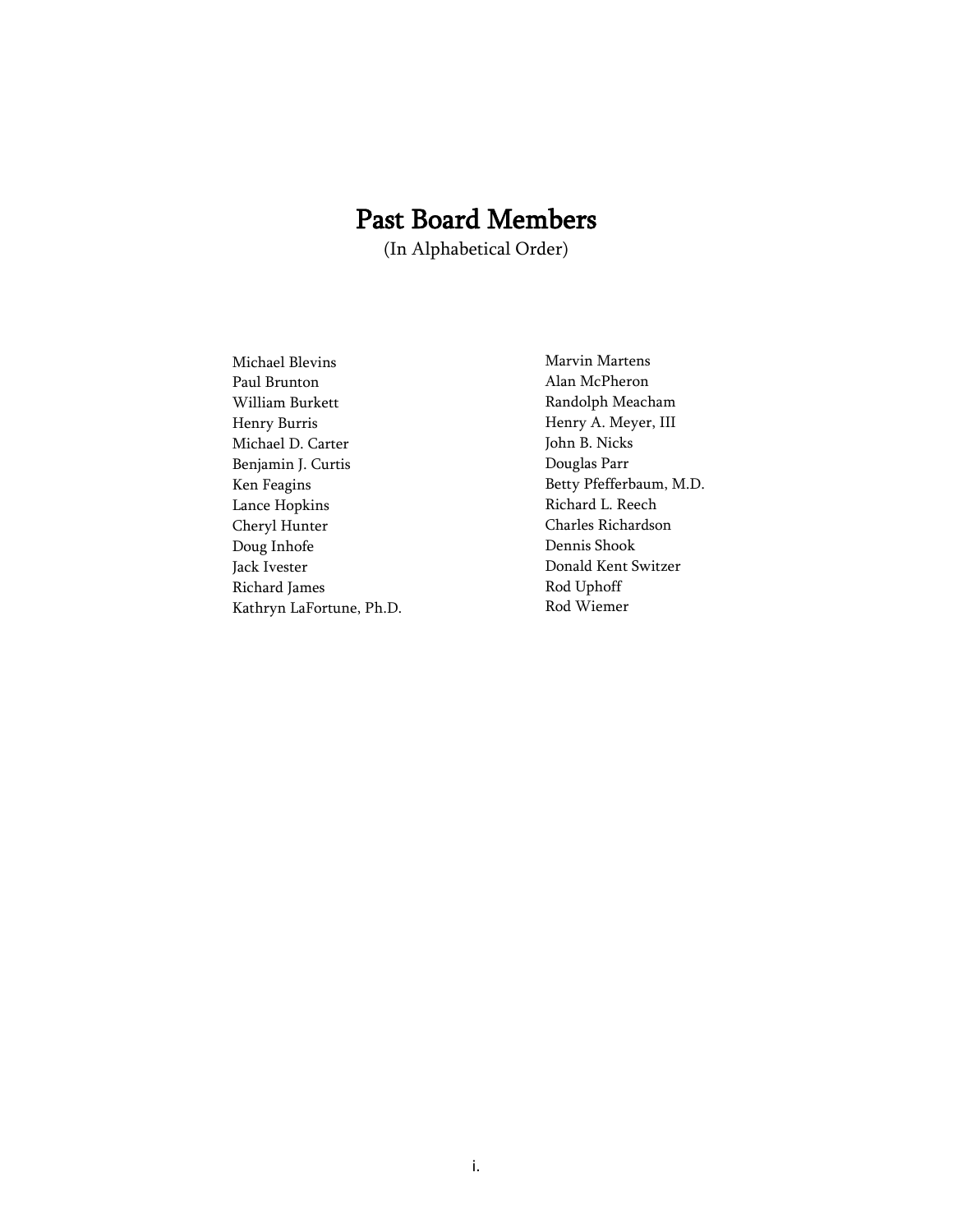# Past Board Members

(In Alphabetical Order)

Michael Blevins
Paul Brunton
William Burkett
Henry Burris
Michael D. Carter
Benjamin J. Curtis
Ken Feagins
Lance Hopkins
Cheryl Hunter
Doug Inhofe
Jack Ivester
Richard James
Kathryn LaFortune, Ph.D.
Marvin Martens
Alan McPheron
Randolph Meacham
Henry A. Meyer, III
John B. Nicks
Douglas Parr
Betty Pfefferbaum, M.D.
Richard L. Reech
Charles Richardson
Dennis Shook
Donald Kent Switzer
Rod Uphoff
Rod Wiemer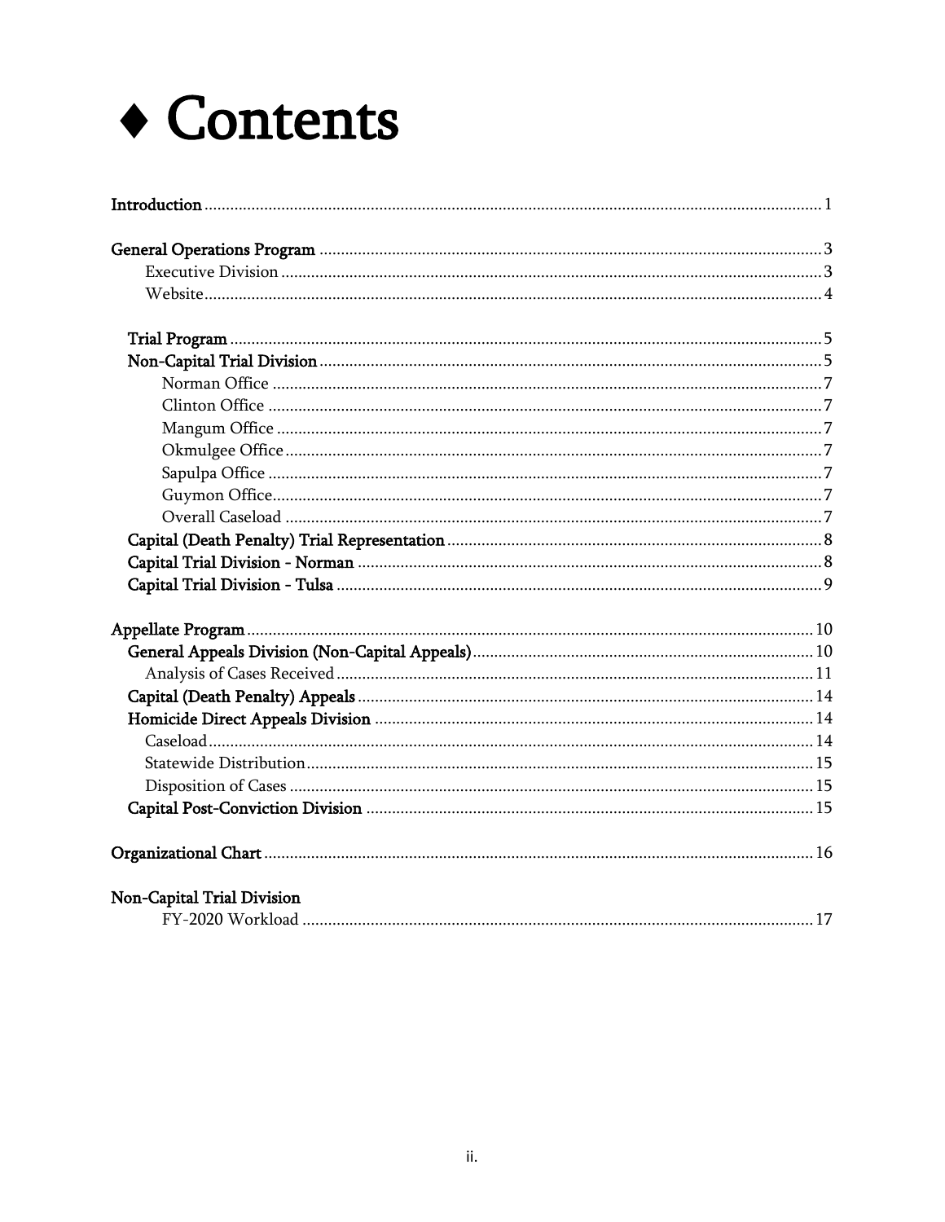# ♦ Contents

| | |
|---|---|
| **Introduction** | 1 |
| | |
| **General Operations Program** | 3 |
| Executive Division | 3 |
| Website | 4 |
| | |
| **Trial Program** | 5 |
| **Non-Capital Trial Division** | 5 |
| Norman Office | 7 |
| Clinton Office | 7 |
| Mangum Office | 7 |
| Okmulgee Office | 7 |
| Sapulpa Office | 7 |
| Guymon Office | 7 |
| Overall Caseload | 7 |
| **Capital (Death Penalty) Trial Representation** | 8 |
| **Capital Trial Division - Norman** | 8 |
| **Capital Trial Division - Tulsa** | 9 |
| | |
| **Appellate Program** | 10 |
| **General Appeals Division (Non-Capital Appeals)** | 10 |
| Analysis of Cases Received | 11 |
| **Capital (Death Penalty) Appeals** | 14 |
| **Homicide Direct Appeals Division** | 14 |
| Caseload | 14 |
| Statewide Distribution | 15 |
| Disposition of Cases | 15 |
| **Capital Post-Conviction Division** | 15 |
| | |
| **Organizational Chart** | 16 |
| | |
| **Non-Capital Trial Division** | |
| FY-2020 Workload | 17 |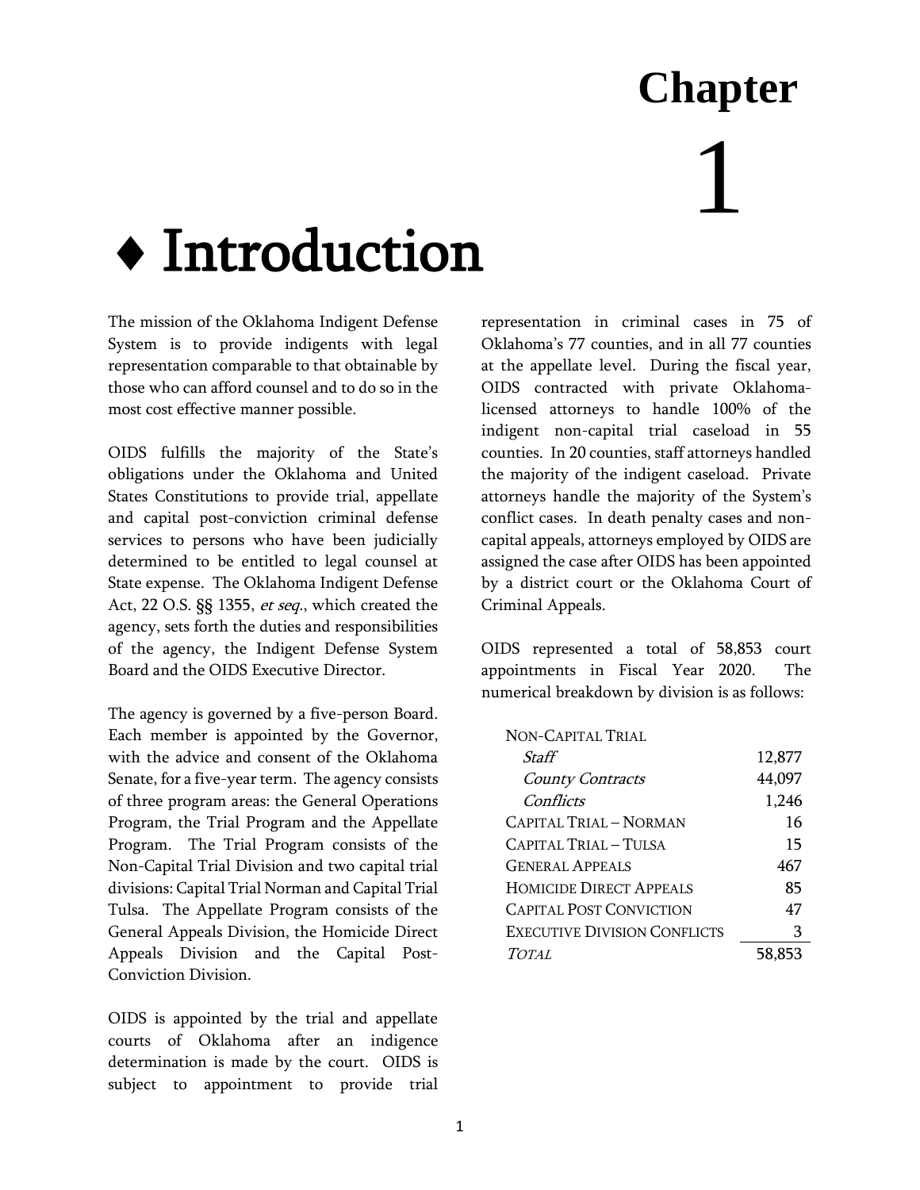# Chapter 1

# ♦ Introduction

The mission of the Oklahoma Indigent Defense System is to provide indigents with legal representation comparable to that obtainable by those who can afford counsel and to do so in the most cost effective manner possible.

OIDS fulfills the majority of the State's obligations under the Oklahoma and United States Constitutions to provide trial, appellate and capital post-conviction criminal defense services to persons who have been judicially determined to be entitled to legal counsel at State expense. The Oklahoma Indigent Defense Act, 22 O.S. §§ 1355, *et seq.*, which created the agency, sets forth the duties and responsibilities of the agency, the Indigent Defense System Board and the OIDS Executive Director.

The agency is governed by a five-person Board. Each member is appointed by the Governor, with the advice and consent of the Oklahoma Senate, for a five-year term. The agency consists of three program areas: the General Operations Program, the Trial Program and the Appellate Program. The Trial Program consists of the Non-Capital Trial Division and two capital trial divisions: Capital Trial Norman and Capital Trial Tulsa. The Appellate Program consists of the General Appeals Division, the Homicide Direct Appeals Division and the Capital Post-Conviction Division.

OIDS is appointed by the trial and appellate courts of Oklahoma after an indigence determination is made by the court. OIDS is subject to appointment to provide trial representation in criminal cases in 75 of Oklahoma's 77 counties, and in all 77 counties at the appellate level. During the fiscal year, OIDS contracted with private Oklahoma-licensed attorneys to handle 100% of the indigent non-capital trial caseload in 55 counties. In 20 counties, staff attorneys handled the majority of the indigent caseload. Private attorneys handle the majority of the System's conflict cases. In death penalty cases and non-capital appeals, attorneys employed by OIDS are assigned the case after OIDS has been appointed by a district court or the Oklahoma Court of Criminal Appeals.

OIDS represented a total of 58,853 court appointments in Fiscal Year 2020. The numerical breakdown by division is as follows:

| Division | Appointments |
|---|---|
| NON-CAPITAL TRIAL | |
| *Staff* | 12,877 |
| *County Contracts* | 44,097 |
| *Conflicts* | 1,246 |
| CAPITAL TRIAL – NORMAN | 16 |
| CAPITAL TRIAL – TULSA | 15 |
| GENERAL APPEALS | 467 |
| HOMICIDE DIRECT APPEALS | 85 |
| CAPITAL POST CONVICTION | 47 |
| EXECUTIVE DIVISION CONFLICTS | 3 |
| *TOTAL* | 58,853 |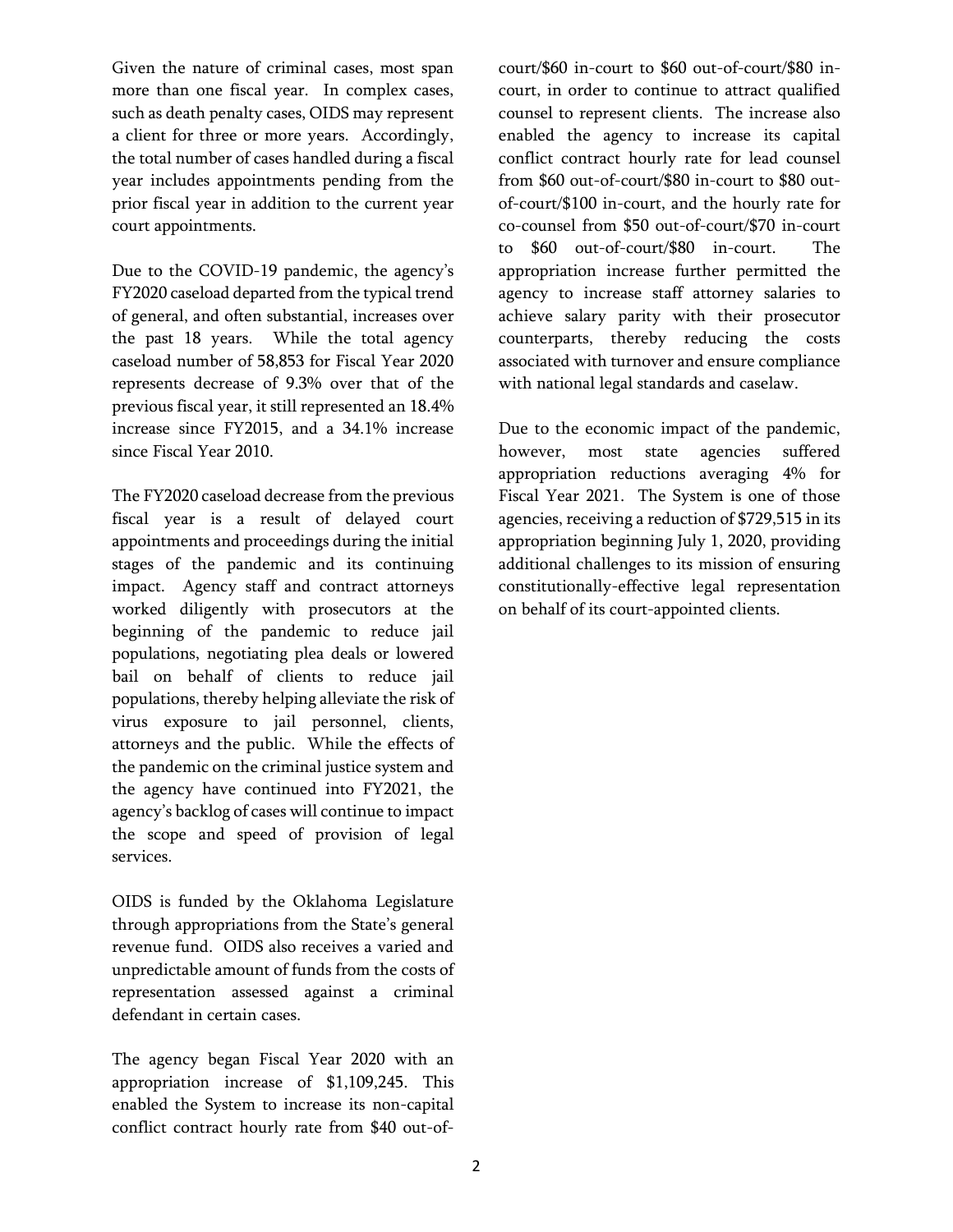Given the nature of criminal cases, most span more than one fiscal year. In complex cases, such as death penalty cases, OIDS may represent a client for three or more years. Accordingly, the total number of cases handled during a fiscal year includes appointments pending from the prior fiscal year in addition to the current year court appointments.

Due to the COVID-19 pandemic, the agency's FY2020 caseload departed from the typical trend of general, and often substantial, increases over the past 18 years. While the total agency caseload number of 58,853 for Fiscal Year 2020 represents decrease of 9.3% over that of the previous fiscal year, it still represented an 18.4% increase since FY2015, and a 34.1% increase since Fiscal Year 2010.

The FY2020 caseload decrease from the previous fiscal year is a result of delayed court appointments and proceedings during the initial stages of the pandemic and its continuing impact. Agency staff and contract attorneys worked diligently with prosecutors at the beginning of the pandemic to reduce jail populations, negotiating plea deals or lowered bail on behalf of clients to reduce jail populations, thereby helping alleviate the risk of virus exposure to jail personnel, clients, attorneys and the public. While the effects of the pandemic on the criminal justice system and the agency have continued into FY2021, the agency's backlog of cases will continue to impact the scope and speed of provision of legal services.

OIDS is funded by the Oklahoma Legislature through appropriations from the State's general revenue fund. OIDS also receives a varied and unpredictable amount of funds from the costs of representation assessed against a criminal defendant in certain cases.

The agency began Fiscal Year 2020 with an appropriation increase of $1,109,245. This enabled the System to increase its non-capital conflict contract hourly rate from $40 out-of-court/$60 in-court to $60 out-of-court/$80 in-court, in order to continue to attract qualified counsel to represent clients. The increase also enabled the agency to increase its capital conflict contract hourly rate for lead counsel from $60 out-of-court/$80 in-court to $80 out-of-court/$100 in-court, and the hourly rate for co-counsel from $50 out-of-court/$70 in-court to $60 out-of-court/$80 in-court. The appropriation increase further permitted the agency to increase staff attorney salaries to achieve salary parity with their prosecutor counterparts, thereby reducing the costs associated with turnover and ensure compliance with national legal standards and caselaw.

Due to the economic impact of the pandemic, however, most state agencies suffered appropriation reductions averaging 4% for Fiscal Year 2021. The System is one of those agencies, receiving a reduction of $729,515 in its appropriation beginning July 1, 2020, providing additional challenges to its mission of ensuring constitutionally-effective legal representation on behalf of its court-appointed clients.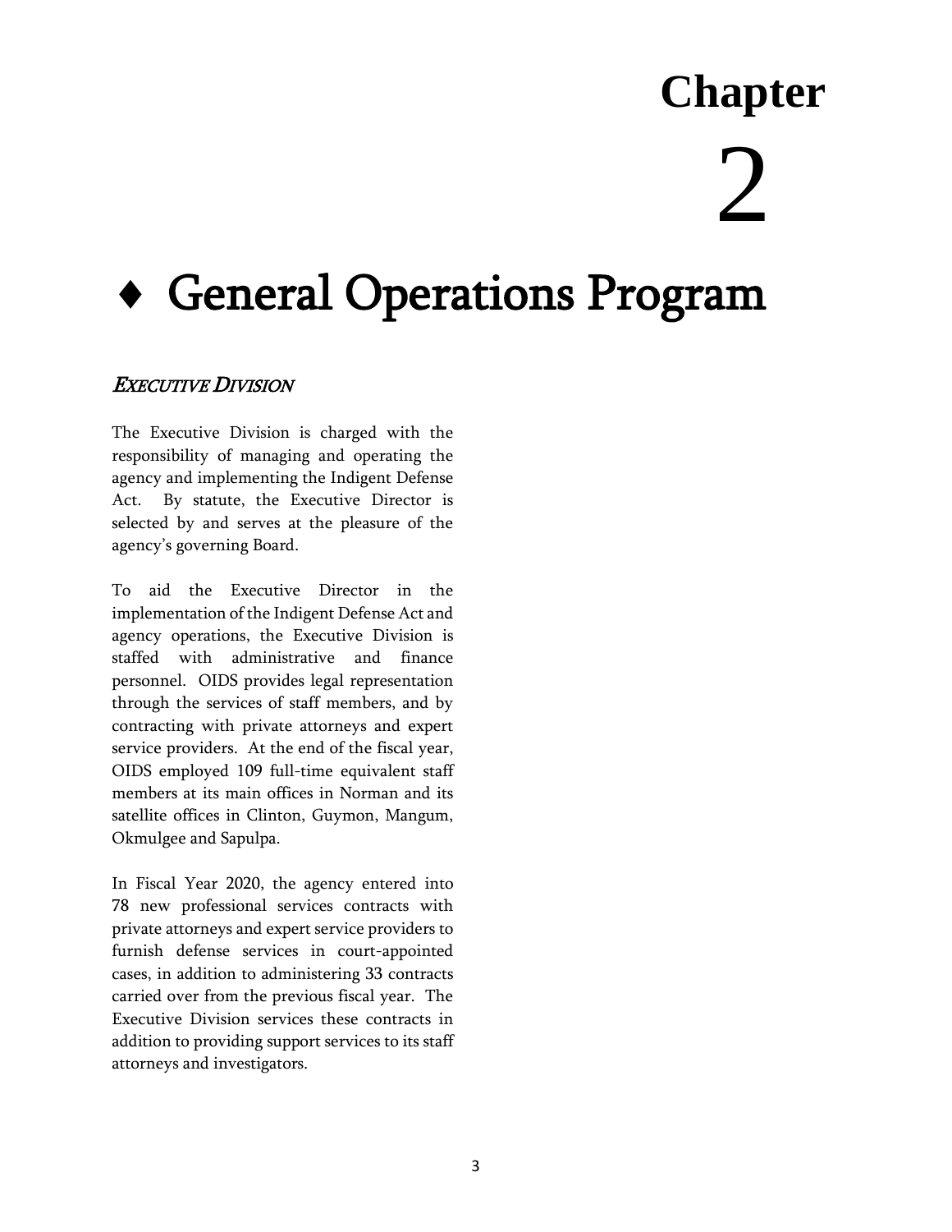# Chapter 2

# ♦ General Operations Program

## *Executive Division*

The Executive Division is charged with the responsibility of managing and operating the agency and implementing the Indigent Defense Act. By statute, the Executive Director is selected by and serves at the pleasure of the agency's governing Board.

To aid the Executive Director in the implementation of the Indigent Defense Act and agency operations, the Executive Division is staffed with administrative and finance personnel. OIDS provides legal representation through the services of staff members, and by contracting with private attorneys and expert service providers. At the end of the fiscal year, OIDS employed 109 full-time equivalent staff members at its main offices in Norman and its satellite offices in Clinton, Guymon, Mangum, Okmulgee and Sapulpa.

In Fiscal Year 2020, the agency entered into 78 new professional services contracts with private attorneys and expert service providers to furnish defense services in court-appointed cases, in addition to administering 33 contracts carried over from the previous fiscal year. The Executive Division services these contracts in addition to providing support services to its staff attorneys and investigators.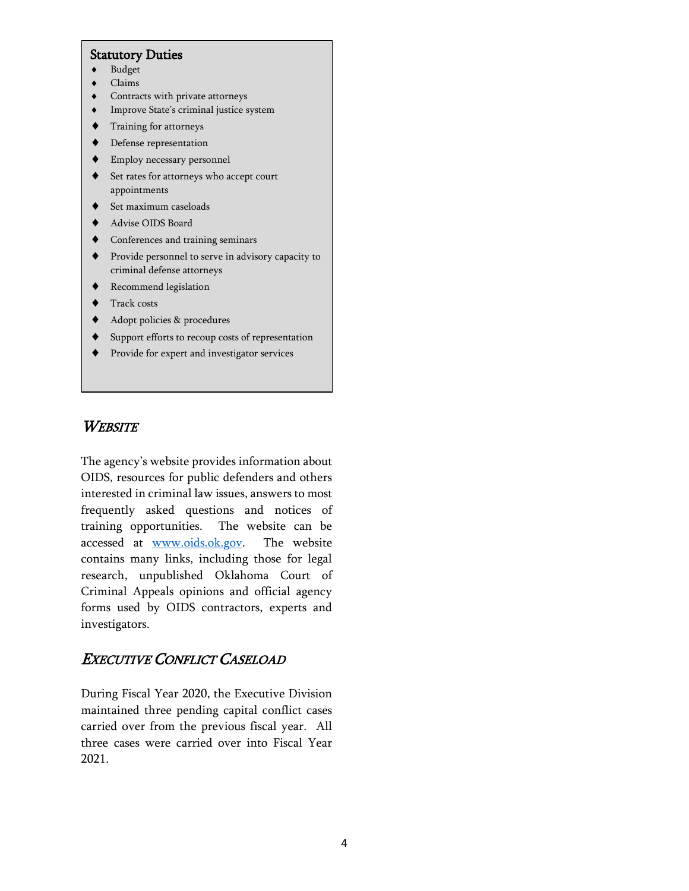### Statutory Duties

- Budget
- Claims
- Contracts with private attorneys
- Improve State's criminal justice system
- Training for attorneys
- Defense representation
- Employ necessary personnel
- Set rates for attorneys who accept court appointments
- Set maximum caseloads
- Advise OIDS Board
- Conferences and training seminars
- Provide personnel to serve in advisory capacity to criminal defense attorneys
- Recommend legislation
- Track costs
- Adopt policies & procedures
- Support efforts to recoup costs of representation
- Provide for expert and investigator services

## *Website*

The agency's website provides information about OIDS, resources for public defenders and others interested in criminal law issues, answers to most frequently asked questions and notices of training opportunities. The website can be accessed at www.oids.ok.gov. The website contains many links, including those for legal research, unpublished Oklahoma Court of Criminal Appeals opinions and official agency forms used by OIDS contractors, experts and investigators.

## *Executive Conflict Caseload*

During Fiscal Year 2020, the Executive Division maintained three pending capital conflict cases carried over from the previous fiscal year. All three cases were carried over into Fiscal Year 2021.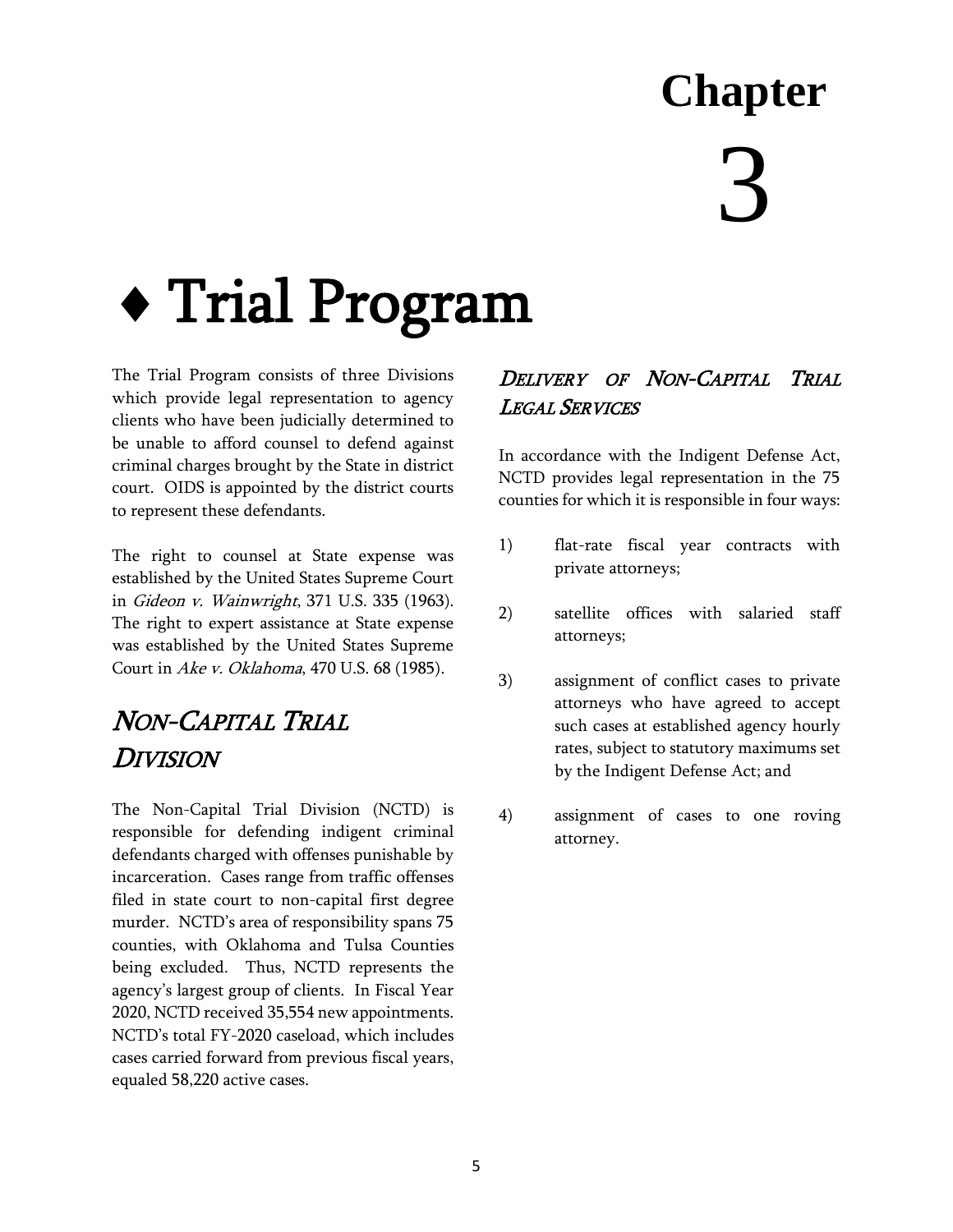# Chapter 3

# ♦ Trial Program

The Trial Program consists of three Divisions which provide legal representation to agency clients who have been judicially determined to be unable to afford counsel to defend against criminal charges brought by the State in district court. OIDS is appointed by the district courts to represent these defendants.

The right to counsel at State expense was established by the United States Supreme Court in *Gideon v. Wainwright*, 371 U.S. 335 (1963). The right to expert assistance at State expense was established by the United States Supreme Court in *Ake v. Oklahoma*, 470 U.S. 68 (1985).

## *Non-Capital Trial Division*

The Non-Capital Trial Division (NCTD) is responsible for defending indigent criminal defendants charged with offenses punishable by incarceration. Cases range from traffic offenses filed in state court to non-capital first degree murder. NCTD's area of responsibility spans 75 counties, with Oklahoma and Tulsa Counties being excluded. Thus, NCTD represents the agency's largest group of clients. In Fiscal Year 2020, NCTD received 35,554 new appointments. NCTD's total FY-2020 caseload, which includes cases carried forward from previous fiscal years, equaled 58,220 active cases.

### *Delivery of Non-Capital Trial Legal Services*

In accordance with the Indigent Defense Act, NCTD provides legal representation in the 75 counties for which it is responsible in four ways:

1) flat-rate fiscal year contracts with private attorneys;

2) satellite offices with salaried staff attorneys;

3) assignment of conflict cases to private attorneys who have agreed to accept such cases at established agency hourly rates, subject to statutory maximums set by the Indigent Defense Act; and

4) assignment of cases to one roving attorney.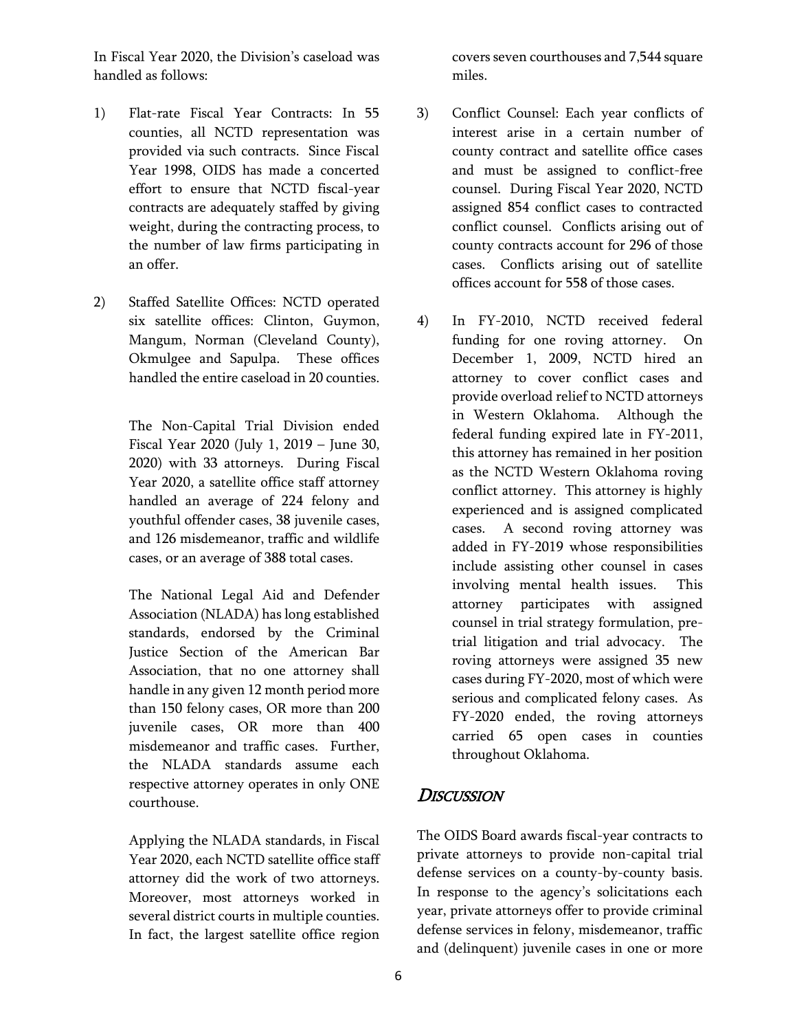In Fiscal Year 2020, the Division's caseload was handled as follows:

1) Flat-rate Fiscal Year Contracts: In 55 counties, all NCTD representation was provided via such contracts. Since Fiscal Year 1998, OIDS has made a concerted effort to ensure that NCTD fiscal-year contracts are adequately staffed by giving weight, during the contracting process, to the number of law firms participating in an offer.

2) Staffed Satellite Offices: NCTD operated six satellite offices: Clinton, Guymon, Mangum, Norman (Cleveland County), Okmulgee and Sapulpa. These offices handled the entire caseload in 20 counties.

   The Non-Capital Trial Division ended Fiscal Year 2020 (July 1, 2019 – June 30, 2020) with 33 attorneys. During Fiscal Year 2020, a satellite office staff attorney handled an average of 224 felony and youthful offender cases, 38 juvenile cases, and 126 misdemeanor, traffic and wildlife cases, or an average of 388 total cases.

   The National Legal Aid and Defender Association (NLADA) has long established standards, endorsed by the Criminal Justice Section of the American Bar Association, that no one attorney shall handle in any given 12 month period more than 150 felony cases, OR more than 200 juvenile cases, OR more than 400 misdemeanor and traffic cases. Further, the NLADA standards assume each respective attorney operates in only ONE courthouse.

   Applying the NLADA standards, in Fiscal Year 2020, each NCTD satellite office staff attorney did the work of two attorneys. Moreover, most attorneys worked in several district courts in multiple counties. In fact, the largest satellite office region covers seven courthouses and 7,544 square miles.

3) Conflict Counsel: Each year conflicts of interest arise in a certain number of county contract and satellite office cases and must be assigned to conflict-free counsel. During Fiscal Year 2020, NCTD assigned 854 conflict cases to contracted conflict counsel. Conflicts arising out of county contracts account for 296 of those cases. Conflicts arising out of satellite offices account for 558 of those cases.

4) In FY-2010, NCTD received federal funding for one roving attorney. On December 1, 2009, NCTD hired an attorney to cover conflict cases and provide overload relief to NCTD attorneys in Western Oklahoma. Although the federal funding expired late in FY-2011, this attorney has remained in her position as the NCTD Western Oklahoma roving conflict attorney. This attorney is highly experienced and is assigned complicated cases. A second roving attorney was added in FY-2019 whose responsibilities include assisting other counsel in cases involving mental health issues. This attorney participates with assigned counsel in trial strategy formulation, pre-trial litigation and trial advocacy. The roving attorneys were assigned 35 new cases during FY-2020, most of which were serious and complicated felony cases. As FY-2020 ended, the roving attorneys carried 65 open cases in counties throughout Oklahoma.

## *Discussion*

The OIDS Board awards fiscal-year contracts to private attorneys to provide non-capital trial defense services on a county-by-county basis. In response to the agency's solicitations each year, private attorneys offer to provide criminal defense services in felony, misdemeanor, traffic and (delinquent) juvenile cases in one or more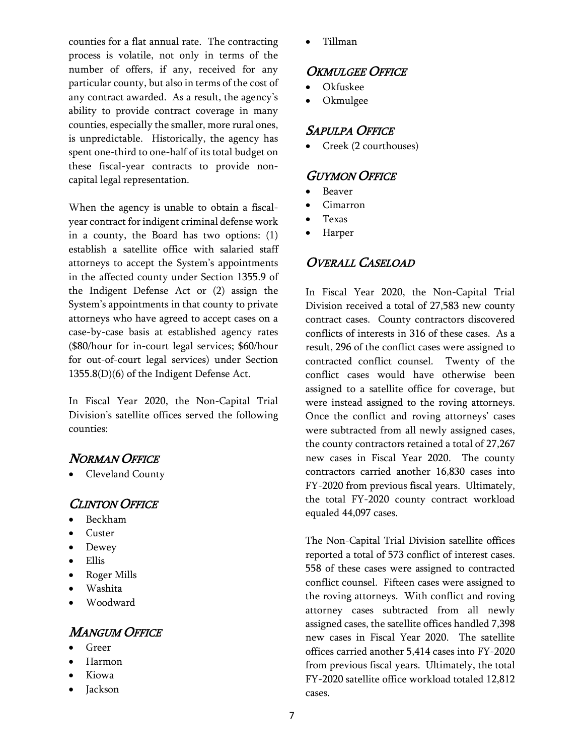counties for a flat annual rate. The contracting process is volatile, not only in terms of the number of offers, if any, received for any particular county, but also in terms of the cost of any contract awarded. As a result, the agency's ability to provide contract coverage in many counties, especially the smaller, more rural ones, is unpredictable. Historically, the agency has spent one-third to one-half of its total budget on these fiscal-year contracts to provide non-capital legal representation.

When the agency is unable to obtain a fiscal-year contract for indigent criminal defense work in a county, the Board has two options: (1) establish a satellite office with salaried staff attorneys to accept the System's appointments in the affected county under Section 1355.9 of the Indigent Defense Act or (2) assign the System's appointments in that county to private attorneys who have agreed to accept cases on a case-by-case basis at established agency rates ($80/hour for in-court legal services; $60/hour for out-of-court legal services) under Section 1355.8(D)(6) of the Indigent Defense Act.

In Fiscal Year 2020, the Non-Capital Trial Division's satellite offices served the following counties:

## *Norman Office*

- Cleveland County

## *Clinton Office*

- Beckham
- Custer
- Dewey
- Ellis
- Roger Mills
- Washita
- Woodward

## *Mangum Office*

- Greer
- Harmon
- Kiowa
- Jackson
- Tillman

## *Okmulgee Office*

- Okfuskee
- Okmulgee

## *Sapulpa Office*

- Creek (2 courthouses)

## *Guymon Office*

- Beaver
- Cimarron
- Texas
- Harper

## *Overall Caseload*

In Fiscal Year 2020, the Non-Capital Trial Division received a total of 27,583 new county contract cases. County contractors discovered conflicts of interests in 316 of these cases. As a result, 296 of the conflict cases were assigned to contracted conflict counsel. Twenty of the conflict cases would have otherwise been assigned to a satellite office for coverage, but were instead assigned to the roving attorneys. Once the conflict and roving attorneys' cases were subtracted from all newly assigned cases, the county contractors retained a total of 27,267 new cases in Fiscal Year 2020. The county contractors carried another 16,830 cases into FY-2020 from previous fiscal years. Ultimately, the total FY-2020 county contract workload equaled 44,097 cases.

The Non-Capital Trial Division satellite offices reported a total of 573 conflict of interest cases. 558 of these cases were assigned to contracted conflict counsel. Fifteen cases were assigned to the roving attorneys. With conflict and roving attorney cases subtracted from all newly assigned cases, the satellite offices handled 7,398 new cases in Fiscal Year 2020. The satellite offices carried another 5,414 cases into FY-2020 from previous fiscal years. Ultimately, the total FY-2020 satellite office workload totaled 12,812 cases.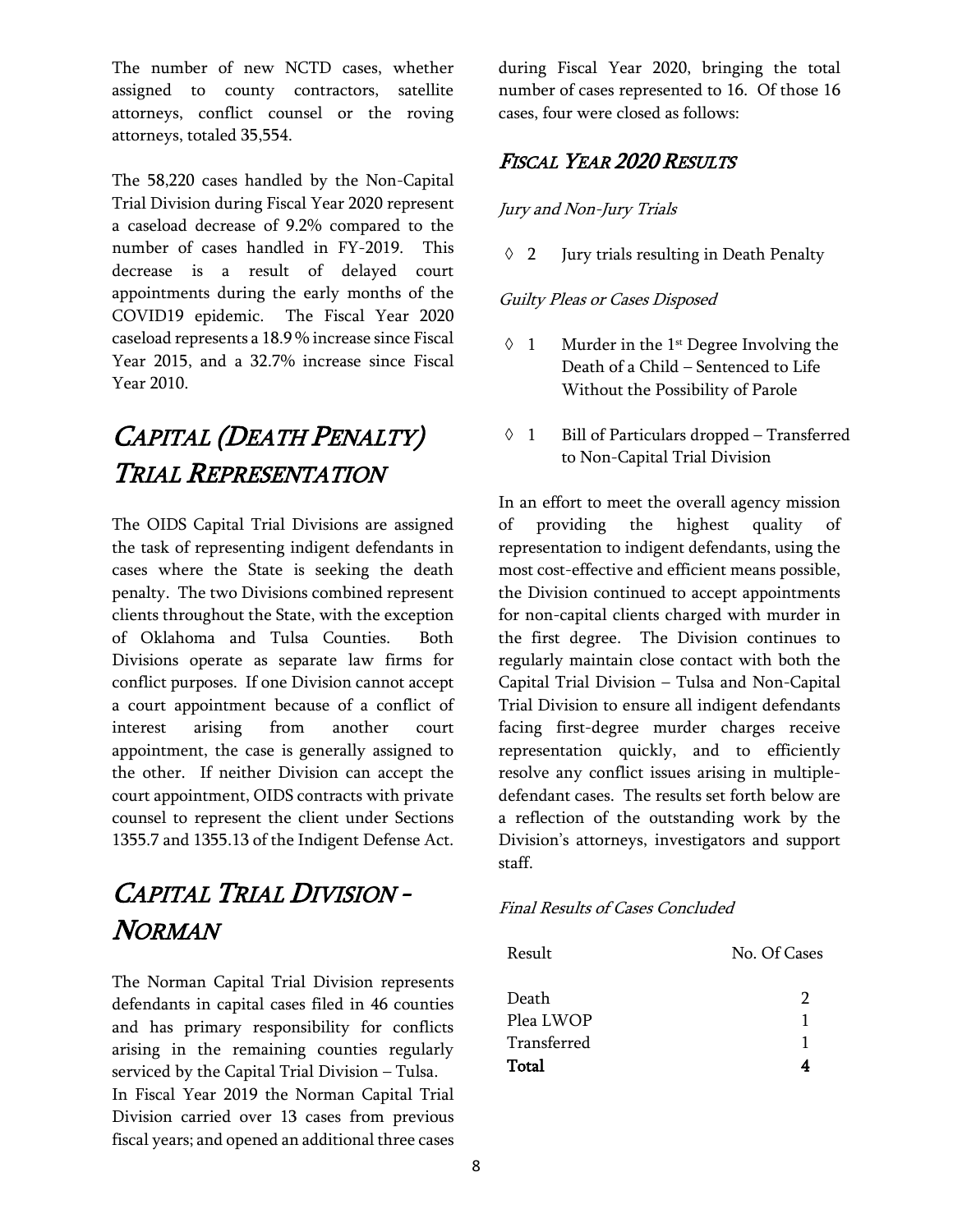The number of new NCTD cases, whether assigned to county contractors, satellite attorneys, conflict counsel or the roving attorneys, totaled 35,554.

The 58,220 cases handled by the Non-Capital Trial Division during Fiscal Year 2020 represent a caseload decrease of 9.2% compared to the number of cases handled in FY-2019. This decrease is a result of delayed court appointments during the early months of the COVID19 epidemic. The Fiscal Year 2020 caseload represents a 18.9 % increase since Fiscal Year 2015, and a 32.7% increase since Fiscal Year 2010.

# *Capital (Death Penalty) Trial Representation*

The OIDS Capital Trial Divisions are assigned the task of representing indigent defendants in cases where the State is seeking the death penalty. The two Divisions combined represent clients throughout the State, with the exception of Oklahoma and Tulsa Counties. Both Divisions operate as separate law firms for conflict purposes. If one Division cannot accept a court appointment because of a conflict of interest arising from another court appointment, the case is generally assigned to the other. If neither Division can accept the court appointment, OIDS contracts with private counsel to represent the client under Sections 1355.7 and 1355.13 of the Indigent Defense Act.

# *Capital Trial Division - Norman*

The Norman Capital Trial Division represents defendants in capital cases filed in 46 counties and has primary responsibility for conflicts arising in the remaining counties regularly serviced by the Capital Trial Division – Tulsa.

In Fiscal Year 2019 the Norman Capital Trial Division carried over 13 cases from previous fiscal years; and opened an additional three cases during Fiscal Year 2020, bringing the total number of cases represented to 16. Of those 16 cases, four were closed as follows:

## *Fiscal Year 2020 Results*

*Jury and Non-Jury Trials*

- ◊ 2 Jury trials resulting in Death Penalty

*Guilty Pleas or Cases Disposed*

- ◊ 1 Murder in the 1st Degree Involving the Death of a Child – Sentenced to Life Without the Possibility of Parole
- ◊ 1 Bill of Particulars dropped – Transferred to Non-Capital Trial Division

In an effort to meet the overall agency mission of providing the highest quality of representation to indigent defendants, using the most cost-effective and efficient means possible, the Division continued to accept appointments for non-capital clients charged with murder in the first degree. The Division continues to regularly maintain close contact with both the Capital Trial Division – Tulsa and Non-Capital Trial Division to ensure all indigent defendants facing first-degree murder charges receive representation quickly, and to efficiently resolve any conflict issues arising in multiple-defendant cases. The results set forth below are a reflection of the outstanding work by the Division's attorneys, investigators and support staff.

*Final Results of Cases Concluded*

| Result | No. Of Cases |
|---|---|
| Death | 2 |
| Plea LWOP | 1 |
| Transferred | 1 |
| **Total** | **4** |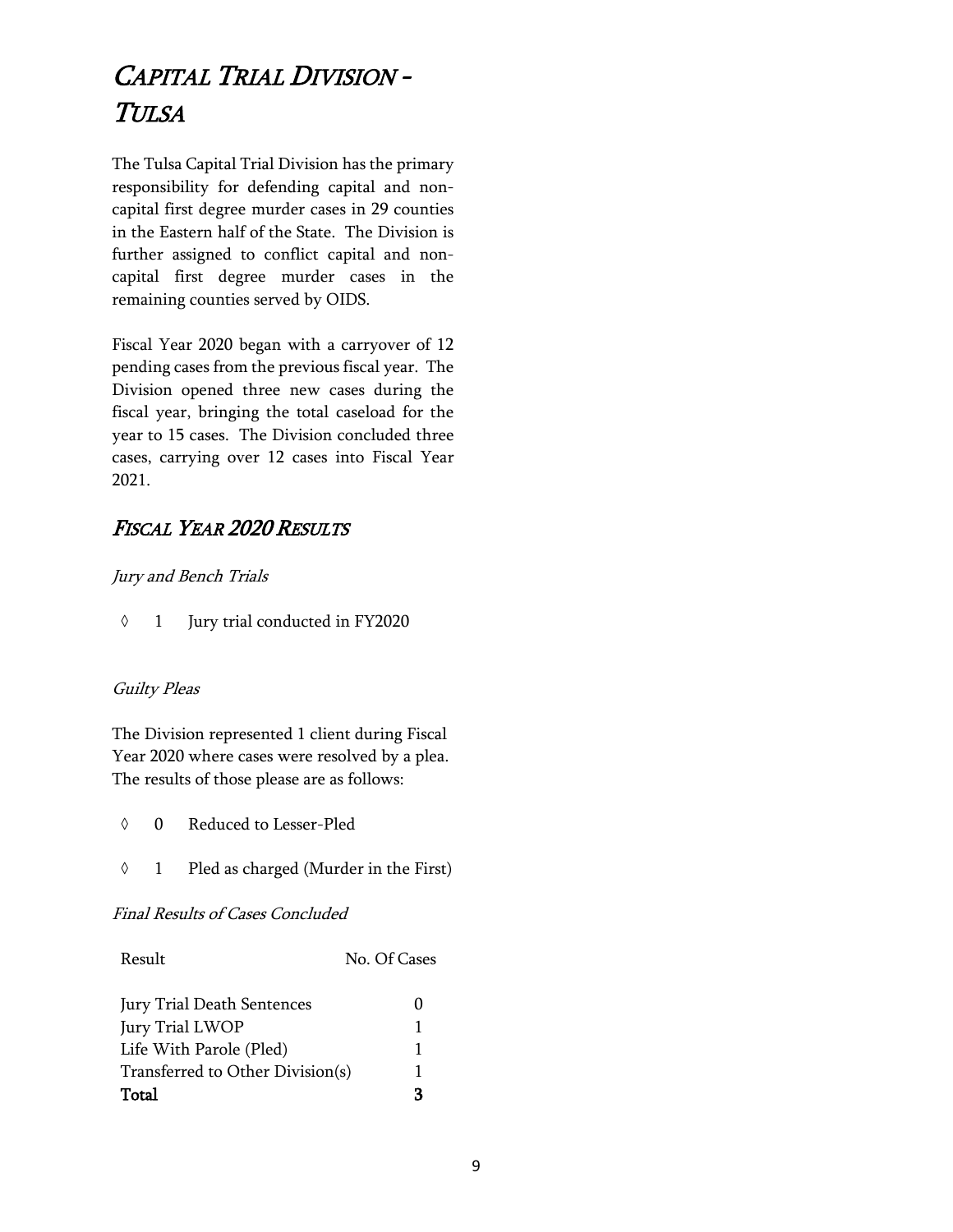# *Capital Trial Division - Tulsa*

The Tulsa Capital Trial Division has the primary responsibility for defending capital and non-capital first degree murder cases in 29 counties in the Eastern half of the State. The Division is further assigned to conflict capital and non-capital first degree murder cases in the remaining counties served by OIDS.

Fiscal Year 2020 began with a carryover of 12 pending cases from the previous fiscal year. The Division opened three new cases during the fiscal year, bringing the total caseload for the year to 15 cases. The Division concluded three cases, carrying over 12 cases into Fiscal Year 2021.

## *Fiscal Year 2020 Results*

*Jury and Bench Trials*

- ◊ 1 Jury trial conducted in FY2020

*Guilty Pleas*

The Division represented 1 client during Fiscal Year 2020 where cases were resolved by a plea. The results of those please are as follows:

- ◊ 0 Reduced to Lesser-Pled
- ◊ 1 Pled as charged (Murder in the First)

*Final Results of Cases Concluded*

| Result | No. Of Cases |
|---|---|
| Jury Trial Death Sentences | 0 |
| Jury Trial LWOP | 1 |
| Life With Parole (Pled) | 1 |
| Transferred to Other Division(s) | 1 |
| **Total** | **3** |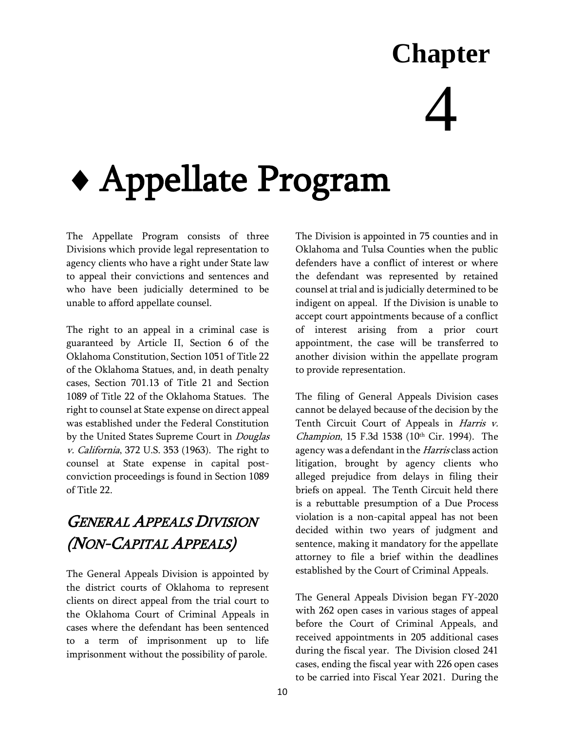# Chapter 4

# ♦ Appellate Program

The Appellate Program consists of three Divisions which provide legal representation to agency clients who have a right under State law to appeal their convictions and sentences and who have been judicially determined to be unable to afford appellate counsel.

The right to an appeal in a criminal case is guaranteed by Article II, Section 6 of the Oklahoma Constitution, Section 1051 of Title 22 of the Oklahoma Statues, and, in death penalty cases, Section 701.13 of Title 21 and Section 1089 of Title 22 of the Oklahoma Statues. The right to counsel at State expense on direct appeal was established under the Federal Constitution by the United States Supreme Court in *Douglas v. California*, 372 U.S. 353 (1963). The right to counsel at State expense in capital post-conviction proceedings is found in Section 1089 of Title 22.

## *General Appeals Division (Non-Capital Appeals)*

The General Appeals Division is appointed by the district courts of Oklahoma to represent clients on direct appeal from the trial court to the Oklahoma Court of Criminal Appeals in cases where the defendant has been sentenced to a term of imprisonment up to life imprisonment without the possibility of parole.

The Division is appointed in 75 counties and in Oklahoma and Tulsa Counties when the public defenders have a conflict of interest or where the defendant was represented by retained counsel at trial and is judicially determined to be indigent on appeal. If the Division is unable to accept court appointments because of a conflict of interest arising from a prior court appointment, the case will be transferred to another division within the appellate program to provide representation.

The filing of General Appeals Division cases cannot be delayed because of the decision by the Tenth Circuit Court of Appeals in *Harris v. Champion*, 15 F.3d 1538 (10th Cir. 1994). The agency was a defendant in the *Harris* class action litigation, brought by agency clients who alleged prejudice from delays in filing their briefs on appeal. The Tenth Circuit held there is a rebuttable presumption of a Due Process violation is a non-capital appeal has not been decided within two years of judgment and sentence, making it mandatory for the appellate attorney to file a brief within the deadlines established by the Court of Criminal Appeals.

The General Appeals Division began FY-2020 with 262 open cases in various stages of appeal before the Court of Criminal Appeals, and received appointments in 205 additional cases during the fiscal year. The Division closed 241 cases, ending the fiscal year with 226 open cases to be carried into Fiscal Year 2021. During the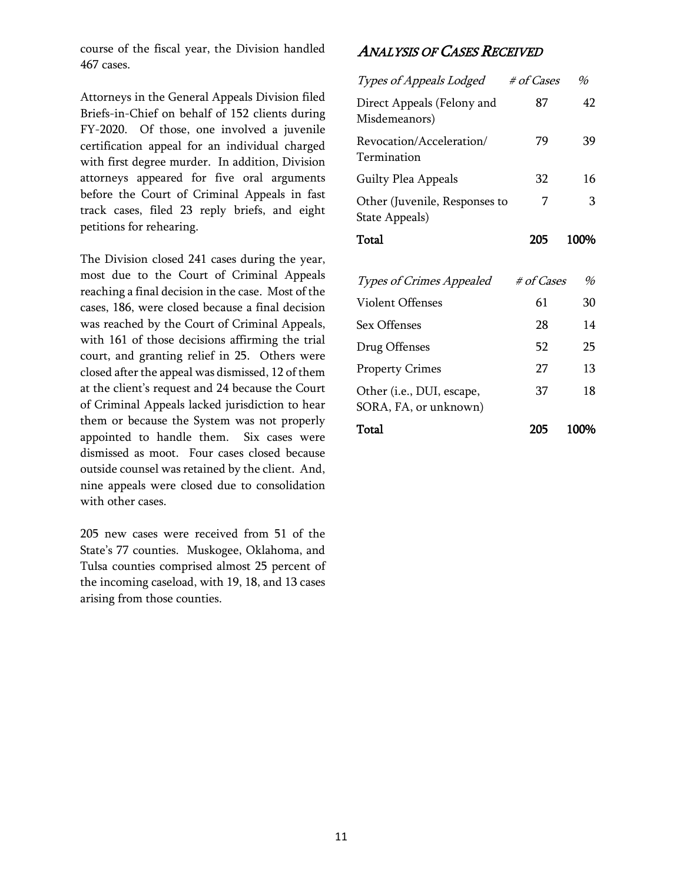course of the fiscal year, the Division handled 467 cases.

Attorneys in the General Appeals Division filed Briefs-in-Chief on behalf of 152 clients during FY-2020. Of those, one involved a juvenile certification appeal for an individual charged with first degree murder. In addition, Division attorneys appeared for five oral arguments before the Court of Criminal Appeals in fast track cases, filed 23 reply briefs, and eight petitions for rehearing.

The Division closed 241 cases during the year, most due to the Court of Criminal Appeals reaching a final decision in the case. Most of the cases, 186, were closed because a final decision was reached by the Court of Criminal Appeals, with 161 of those decisions affirming the trial court, and granting relief in 25. Others were closed after the appeal was dismissed, 12 of them at the client's request and 24 because the Court of Criminal Appeals lacked jurisdiction to hear them or because the System was not properly appointed to handle them. Six cases were dismissed as moot. Four cases closed because outside counsel was retained by the client. And, nine appeals were closed due to consolidation with other cases.

205 new cases were received from 51 of the State's 77 counties. Muskogee, Oklahoma, and Tulsa counties comprised almost 25 percent of the incoming caseload, with 19, 18, and 13 cases arising from those counties.

## *Analysis of Cases Received*

| *Types of Appeals Lodged* | *# of Cases* | *%* |
|---|---|---|
| Direct Appeals (Felony and Misdemeanors) | 87 | 42 |
| Revocation/Acceleration/ Termination | 79 | 39 |
| Guilty Plea Appeals | 32 | 16 |
| Other (Juvenile, Responses to State Appeals) | 7 | 3 |
| **Total** | **205** | **100%** |

| *Types of Crimes Appealed* | *# of Cases* | *%* |
|---|---|---|
| Violent Offenses | 61 | 30 |
| Sex Offenses | 28 | 14 |
| Drug Offenses | 52 | 25 |
| Property Crimes | 27 | 13 |
| Other (i.e., DUI, escape, SORA, FA, or unknown) | 37 | 18 |
| **Total** | **205** | **100%** |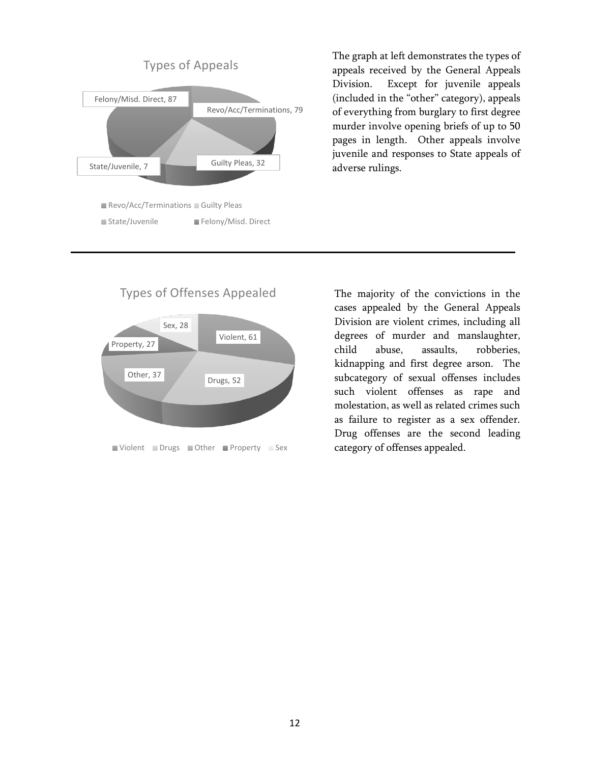## Types of Appeals

| Type | Count |
|---|---|
| Felony/Misd. Direct | 87 |
| Revo/Acc/Terminations | 79 |
| Guilty Pleas | 32 |
| State/Juvenile | 7 |

The graph at left demonstrates the types of appeals received by the General Appeals Division. Except for juvenile appeals (included in the "other" category), appeals of everything from burglary to first degree murder involve opening briefs of up to 50 pages in length. Other appeals involve juvenile and responses to State appeals of adverse rulings.

---

## Types of Offenses Appealed

| Offense | Count |
|---|---|
| Violent | 61 |
| Drugs | 52 |
| Other | 37 |
| Property | 27 |
| Sex | 28 |

The majority of the convictions in the cases appealed by the General Appeals Division are violent crimes, including all degrees of murder and manslaughter, child abuse, assaults, robberies, kidnapping and first degree arson. The subcategory of sexual offenses includes such violent offenses as rape and molestation, as well as related crimes such as failure to register as a sex offender. Drug offenses are the second leading category of offenses appealed.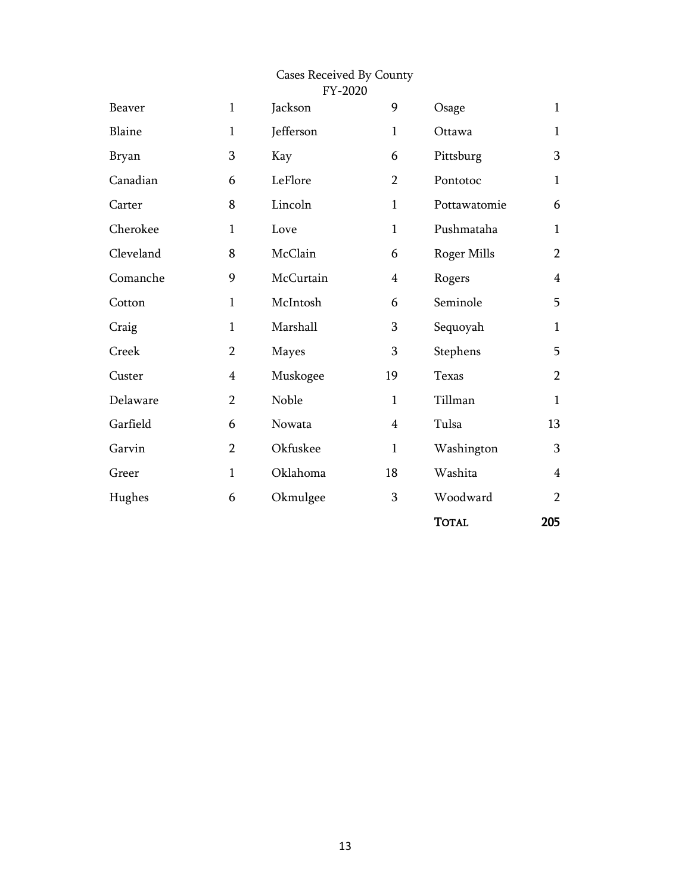Cases Received By County
FY-2020

| County | Cases | County | Cases | County | Cases |
|---|---|---|---|---|---|
| Beaver | 1 | Jackson | 9 | Osage | 1 |
| Blaine | 1 | Jefferson | 1 | Ottawa | 1 |
| Bryan | 3 | Kay | 6 | Pittsburg | 3 |
| Canadian | 6 | LeFlore | 2 | Pontotoc | 1 |
| Carter | 8 | Lincoln | 1 | Pottawatomie | 6 |
| Cherokee | 1 | Love | 1 | Pushmataha | 1 |
| Cleveland | 8 | McClain | 6 | Roger Mills | 2 |
| Comanche | 9 | McCurtain | 4 | Rogers | 4 |
| Cotton | 1 | McIntosh | 6 | Seminole | 5 |
| Craig | 1 | Marshall | 3 | Sequoyah | 1 |
| Creek | 2 | Mayes | 3 | Stephens | 5 |
| Custer | 4 | Muskogee | 19 | Texas | 2 |
| Delaware | 2 | Noble | 1 | Tillman | 1 |
| Garfield | 6 | Nowata | 4 | Tulsa | 13 |
| Garvin | 2 | Okfuskee | 1 | Washington | 3 |
| Greer | 1 | Oklahoma | 18 | Washita | 4 |
| Hughes | 6 | Okmulgee | 3 | Woodward | 2 |
| | | | | **TOTAL** | **205** |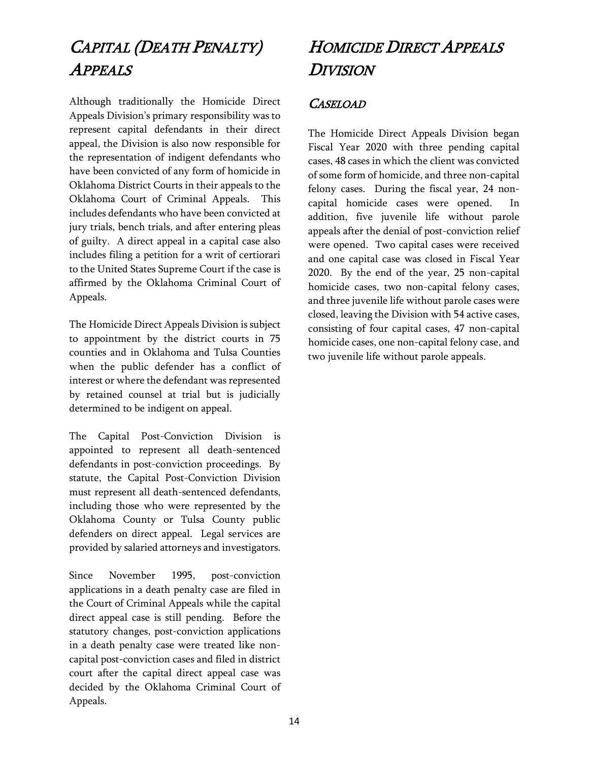# Capital (Death Penalty) Appeals

Although traditionally the Homicide Direct Appeals Division's primary responsibility was to represent capital defendants in their direct appeal, the Division is also now responsible for the representation of indigent defendants who have been convicted of any form of homicide in Oklahoma District Courts in their appeals to the Oklahoma Court of Criminal Appeals. This includes defendants who have been convicted at jury trials, bench trials, and after entering pleas of guilty. A direct appeal in a capital case also includes filing a petition for a writ of certiorari to the United States Supreme Court if the case is affirmed by the Oklahoma Criminal Court of Appeals.

The Homicide Direct Appeals Division is subject to appointment by the district courts in 75 counties and in Oklahoma and Tulsa Counties when the public defender has a conflict of interest or where the defendant was represented by retained counsel at trial but is judicially determined to be indigent on appeal.

The Capital Post-Conviction Division is appointed to represent all death-sentenced defendants in post-conviction proceedings. By statute, the Capital Post-Conviction Division must represent all death-sentenced defendants, including those who were represented by the Oklahoma County or Tulsa County public defenders on direct appeal. Legal services are provided by salaried attorneys and investigators.

Since November 1995, post-conviction applications in a death penalty case are filed in the Court of Criminal Appeals while the capital direct appeal case is still pending. Before the statutory changes, post-conviction applications in a death penalty case were treated like non-capital post-conviction cases and filed in district court after the capital direct appeal case was decided by the Oklahoma Criminal Court of Appeals.

# Homicide Direct Appeals Division

## Caseload

The Homicide Direct Appeals Division began Fiscal Year 2020 with three pending capital cases, 48 cases in which the client was convicted of some form of homicide, and three non-capital felony cases. During the fiscal year, 24 non-capital homicide cases were opened. In addition, five juvenile life without parole appeals after the denial of post-conviction relief were opened. Two capital cases were received and one capital case was closed in Fiscal Year 2020. By the end of the year, 25 non-capital homicide cases, two non-capital felony cases, and three juvenile life without parole cases were closed, leaving the Division with 54 active cases, consisting of four capital cases, 47 non-capital homicide cases, one non-capital felony case, and two juvenile life without parole appeals.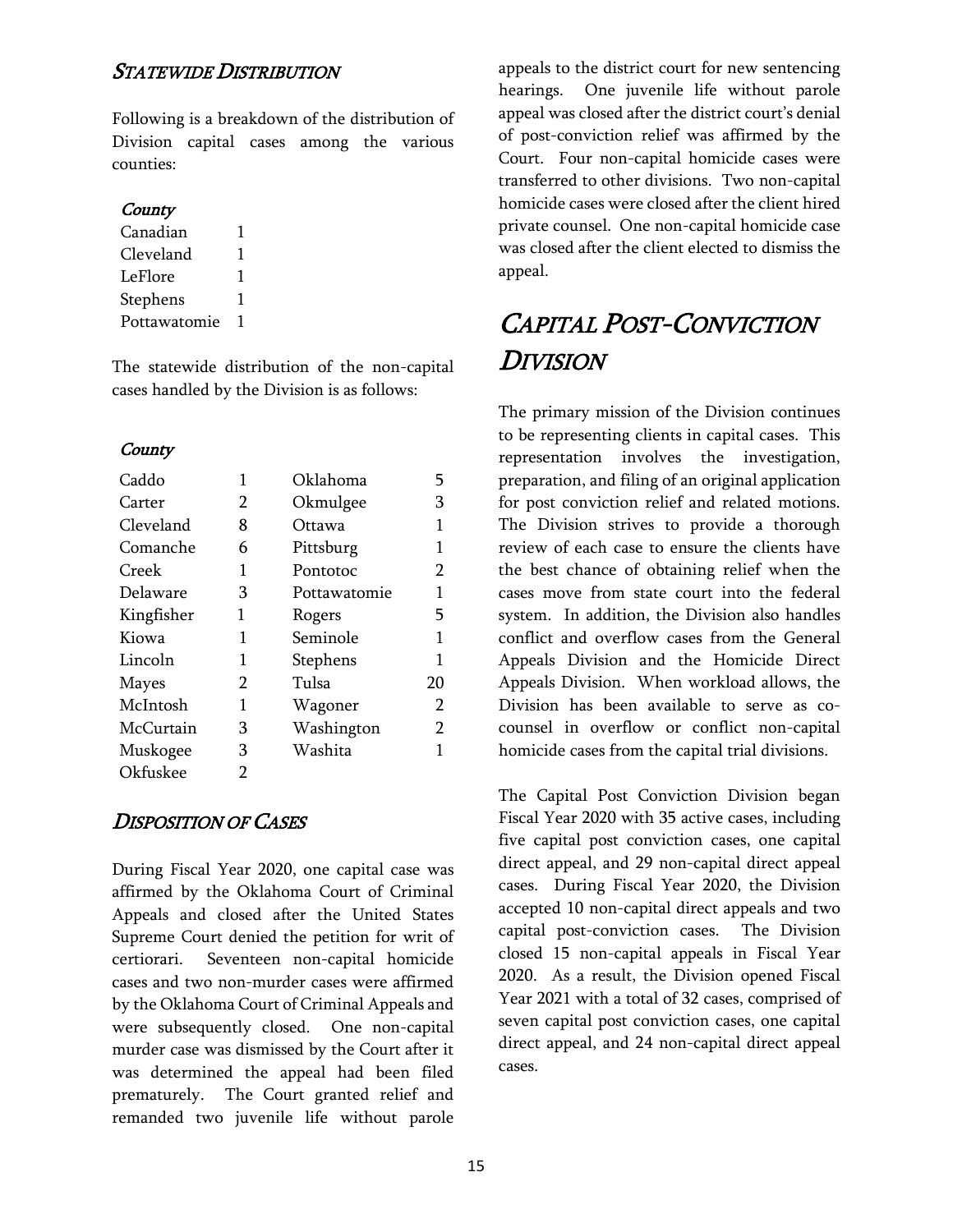### *Statewide Distribution*

Following is a breakdown of the distribution of Division capital cases among the various counties:

| *County* | |
|---|---|
| Canadian | 1 |
| Cleveland | 1 |
| LeFlore | 1 |
| Stephens | 1 |
| Pottawatomie | 1 |

The statewide distribution of the non-capital cases handled by the Division is as follows:

| *County* | | | |
|---|---|---|---|
| Caddo | 1 | Oklahoma | 5 |
| Carter | 2 | Okmulgee | 3 |
| Cleveland | 8 | Ottawa | 1 |
| Comanche | 6 | Pittsburg | 1 |
| Creek | 1 | Pontotoc | 2 |
| Delaware | 3 | Pottawatomie | 1 |
| Kingfisher | 1 | Rogers | 5 |
| Kiowa | 1 | Seminole | 1 |
| Lincoln | 1 | Stephens | 1 |
| Mayes | 2 | Tulsa | 20 |
| McIntosh | 1 | Wagoner | 2 |
| McCurtain | 3 | Washington | 2 |
| Muskogee | 3 | Washita | 1 |
| Okfuskee | 2 | | |

### *Disposition of Cases*

During Fiscal Year 2020, one capital case was affirmed by the Oklahoma Court of Criminal Appeals and closed after the United States Supreme Court denied the petition for writ of certiorari. Seventeen non-capital homicide cases and two non-murder cases were affirmed by the Oklahoma Court of Criminal Appeals and were subsequently closed. One non-capital murder case was dismissed by the Court after it was determined the appeal had been filed prematurely. The Court granted relief and remanded two juvenile life without parole appeals to the district court for new sentencing hearings. One juvenile life without parole appeal was closed after the district court's denial of post-conviction relief was affirmed by the Court. Four non-capital homicide cases were transferred to other divisions. Two non-capital homicide cases were closed after the client hired private counsel. One non-capital homicide case was closed after the client elected to dismiss the appeal.

## *Capital Post-Conviction Division*

The primary mission of the Division continues to be representing clients in capital cases. This representation involves the investigation, preparation, and filing of an original application for post conviction relief and related motions. The Division strives to provide a thorough review of each case to ensure the clients have the best chance of obtaining relief when the cases move from state court into the federal system. In addition, the Division also handles conflict and overflow cases from the General Appeals Division and the Homicide Direct Appeals Division. When workload allows, the Division has been available to serve as co-counsel in overflow or conflict non-capital homicide cases from the capital trial divisions.

The Capital Post Conviction Division began Fiscal Year 2020 with 35 active cases, including five capital post conviction cases, one capital direct appeal, and 29 non-capital direct appeal cases. During Fiscal Year 2020, the Division accepted 10 non-capital direct appeals and two capital post-conviction cases. The Division closed 15 non-capital appeals in Fiscal Year 2020. As a result, the Division opened Fiscal Year 2021 with a total of 32 cases, comprised of seven capital post conviction cases, one capital direct appeal, and 24 non-capital direct appeal cases.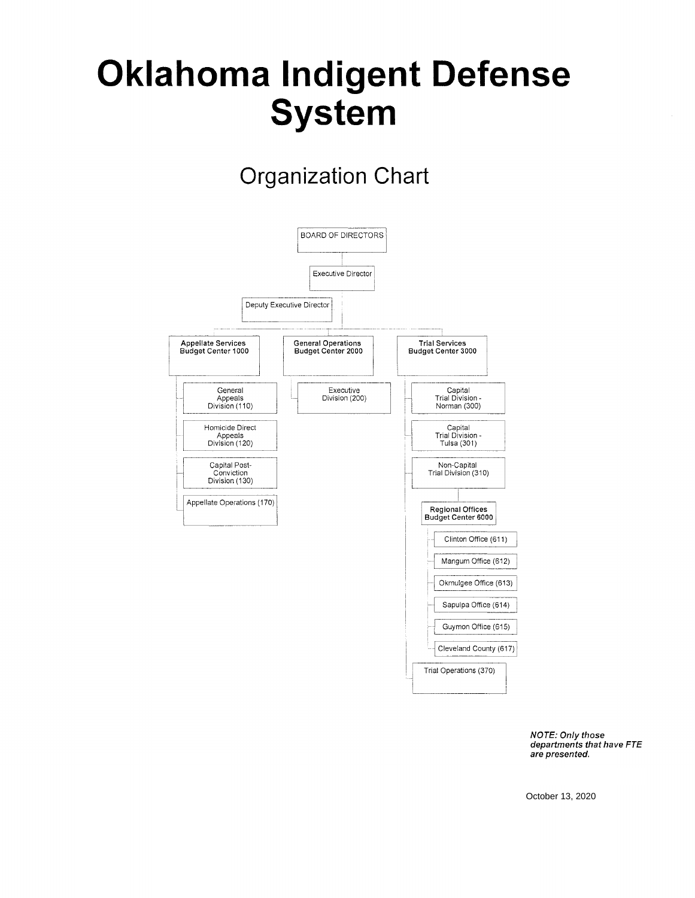# Oklahoma Indigent Defense System

## Organization Chart

- BOARD OF DIRECTORS
  - Executive Director
    - Deputy Executive Director
    - **Appellate Services Budget Center 1000**
      - General Appeals Division (110)
      - Homicide Direct Appeals Division (120)
      - Capital Post-Conviction Division (130)
      - Appellate Operations (170)
    - **General Operations Budget Center 2000**
      - Executive Division (200)
    - **Trial Services Budget Center 3000**
      - Capital Trial Division - Norman (300)
      - Capital Trial Division - Tulsa (301)
      - Non-Capital Trial Division (310)
        - **Regional Offices Budget Center 6000**
          - Clinton Office (611)
          - Mangum Office (612)
          - Okmulgee Office (613)
          - Sapulpa Office (614)
          - Guymon Office (615)
          - Cleveland County (617)
      - Trial Operations (370)

***NOTE: Only those departments that have FTE are presented.***

October 13, 2020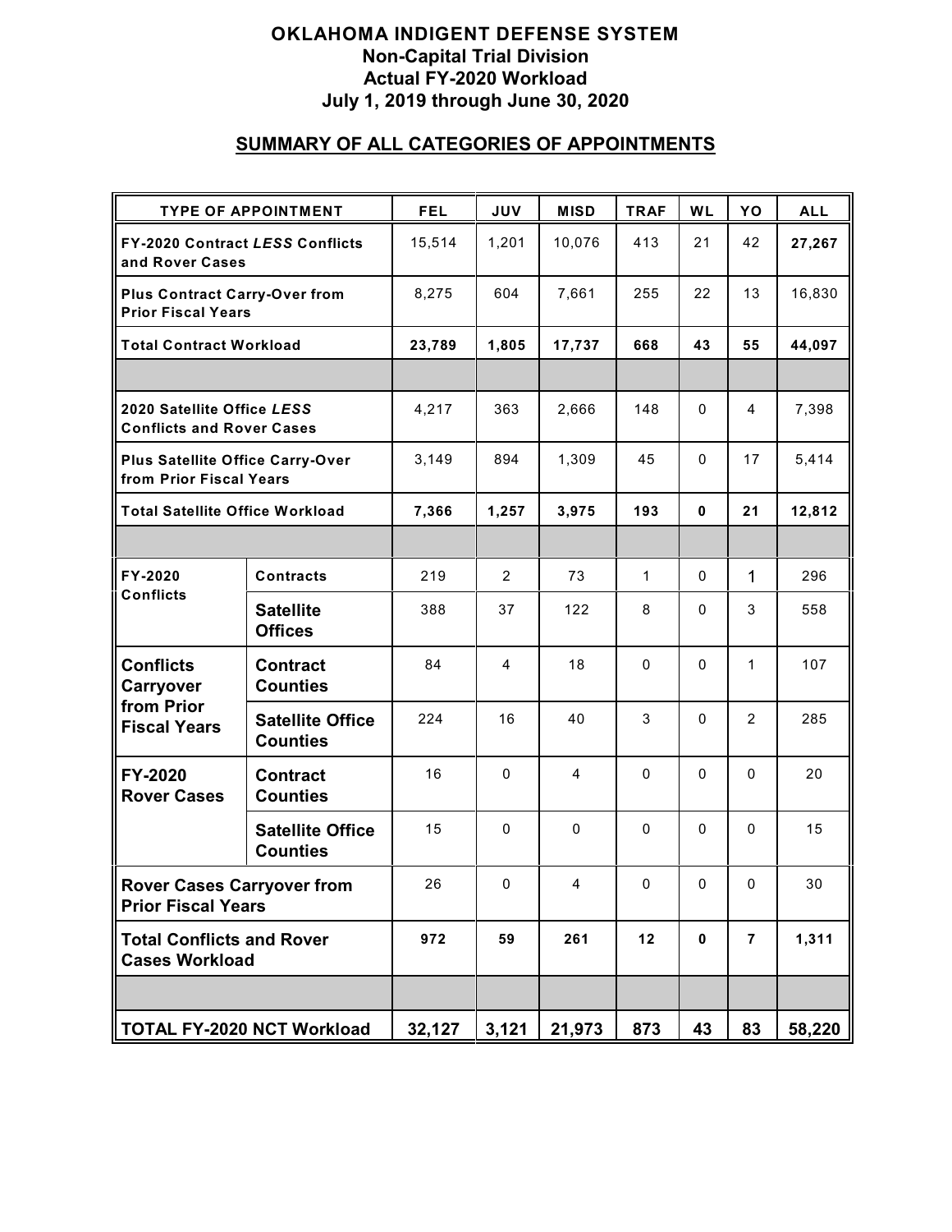# OKLAHOMA INDIGENT DEFENSE SYSTEM
## Non-Capital Trial Division
## Actual FY-2020 Workload
## July 1, 2019 through June 30, 2020

## SUMMARY OF ALL CATEGORIES OF APPOINTMENTS

| TYPE OF APPOINTMENT | | FEL | JUV | MISD | TRAF | WL | YO | ALL |
|---|---|---|---|---|---|---|---|---|
| FY-2020 Contract *LESS* Conflicts and Rover Cases | | 15,514 | 1,201 | 10,076 | 413 | 21 | 42 | **27,267** |
| Plus Contract Carry-Over from Prior Fiscal Years | | 8,275 | 604 | 7,661 | 255 | 22 | 13 | 16,830 |
| **Total Contract Workload** | | **23,789** | **1,805** | **17,737** | **668** | **43** | **55** | **44,097** |
| | | | | | | | | |
| 2020 Satellite Office *LESS* Conflicts and Rover Cases | | 4,217 | 363 | 2,666 | 148 | 0 | 4 | 7,398 |
| Plus Satellite Office Carry-Over from Prior Fiscal Years | | 3,149 | 894 | 1,309 | 45 | 0 | 17 | 5,414 |
| **Total Satellite Office Workload** | | **7,366** | **1,257** | **3,975** | **193** | **0** | **21** | **12,812** |
| | | | | | | | | |
| FY-2020 Conflicts | Contracts | 219 | 2 | 73 | 1 | 0 | 1 | 296 |
| | Satellite Offices | 388 | 37 | 122 | 8 | 0 | 3 | 558 |
| Conflicts Carryover from Prior Fiscal Years | Contract Counties | 84 | 4 | 18 | 0 | 0 | 1 | 107 |
| | Satellite Office Counties | 224 | 16 | 40 | 3 | 0 | 2 | 285 |
| FY-2020 Rover Cases | Contract Counties | 16 | 0 | 4 | 0 | 0 | 0 | 20 |
| | Satellite Office Counties | 15 | 0 | 0 | 0 | 0 | 0 | 15 |
| Rover Cases Carryover from Prior Fiscal Years | | 26 | 0 | 4 | 0 | 0 | 0 | 30 |
| **Total Conflicts and Rover Cases Workload** | | **972** | **59** | **261** | **12** | **0** | **7** | **1,311** |
| | | | | | | | | |
| **TOTAL FY-2020 NCT Workload** | | **32,127** | **3,121** | **21,973** | **873** | **43** | **83** | **58,220** |